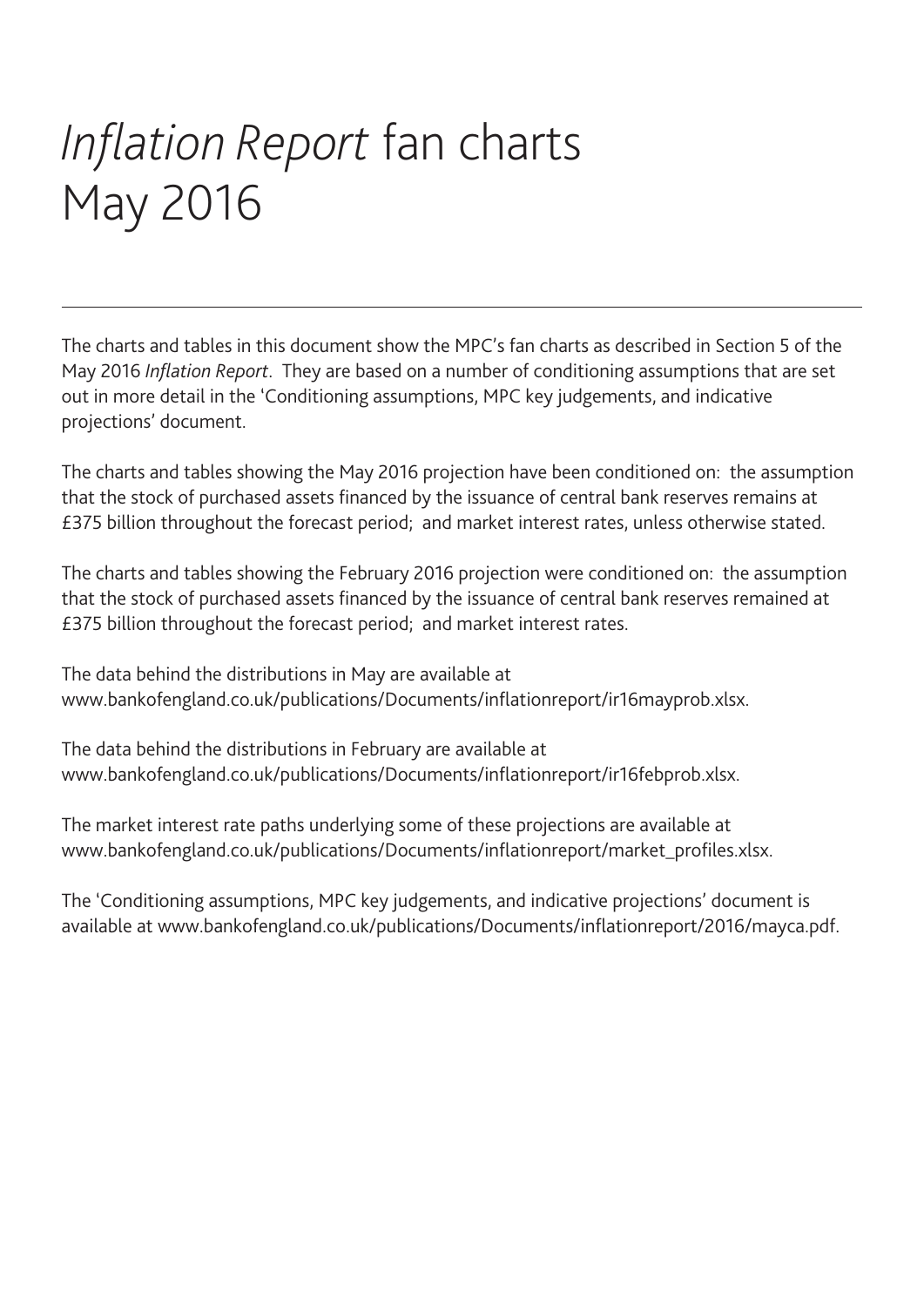# *Inflation Report* fan charts May 2016

---

The charts and tables in this document show the MPC's fan charts as described in Section 5 of the May 2016 *Inflation Report*. They are based on a number of conditioning assumptions that are set out in more detail in the 'Conditioning assumptions, MPC key judgements, and indicative projections' document.

The charts and tables showing the May 2016 projection have been conditioned on: the assumption that the stock of purchased assets financed by the issuance of central bank reserves remains at £375 billion throughout the forecast period; and market interest rates, unless otherwise stated.

The charts and tables showing the February 2016 projection were conditioned on: the assumption that the stock of purchased assets financed by the issuance of central bank reserves remained at £375 billion throughout the forecast period; and market interest rates.

The data behind the distributions in May are available at www.bankofengland.co.uk/publications/Documents/inflationreport/ir16mayprob.xlsx.

The data behind the distributions in February are available at www.bankofengland.co.uk/publications/Documents/inflationreport/ir16febprob.xlsx.

The market interest rate paths underlying some of these projections are available at www.bankofengland.co.uk/publications/Documents/inflationreport/market_profiles.xlsx.

The 'Conditioning assumptions, MPC key judgements, and indicative projections' document is available at www.bankofengland.co.uk/publications/Documents/inflationreport/2016/mayca.pdf.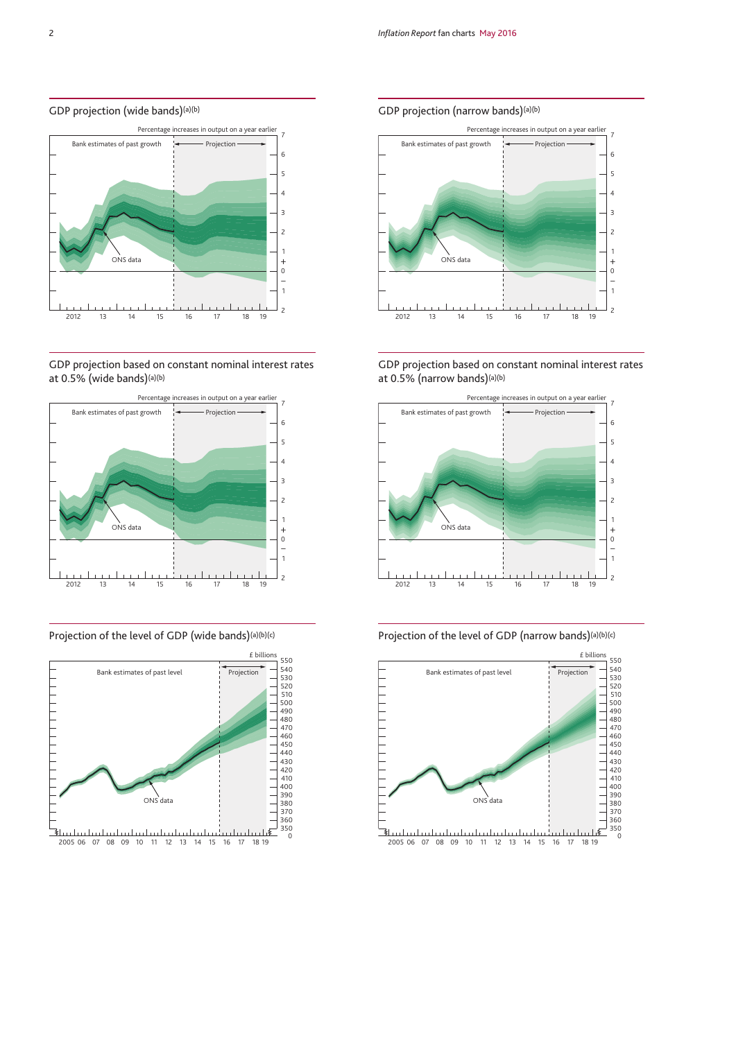## GDP projection (wide bands)(a)(b)

Percentage increases in output on a year earlier

Bank estimates of past growth

Projection

ONS data

7
6
5
4
3
2
1
+
0
–
1
2

2012 13 14 15 16 17 18 19

## GDP projection (narrow bands)(a)(b)

Percentage increases in output on a year earlier

Bank estimates of past growth

Projection

ONS data

7
6
5
4
3
2
1
+
0
–
1
2

2012 13 14 15 16 17 18 19

## GDP projection based on constant nominal interest rates at 0.5% (wide bands)(a)(b)

Percentage increases in output on a year earlier

Bank estimates of past growth

Projection

ONS data

7
6
5
4
3
2
1
+
0
–
1
2

2012 13 14 15 16 17 18 19

## GDP projection based on constant nominal interest rates at 0.5% (narrow bands)(a)(b)

Percentage increases in output on a year earlier

Bank estimates of past growth

Projection

ONS data

7
6
5
4
3
2
1
+
0
–
1
2

2012 13 14 15 16 17 18 19

## Projection of the level of GDP (wide bands)(a)(b)(c)

£ billions

Bank estimates of past level

Projection

ONS data

550
540
530
520
510
500
490
480
470
460
450
440
430
420
410
400
390
380
370
360
350
0

2005 06 07 08 09 10 11 12 13 14 15 16 17 18 19

## Projection of the level of GDP (narrow bands)(a)(b)(c)

£ billions

Bank estimates of past level

Projection

ONS data

550
540
530
520
510
500
490
480
470
460
450
440
430
420
410
400
390
380
370
360
350
0

2005 06 07 08 09 10 11 12 13 14 15 16 17 18 19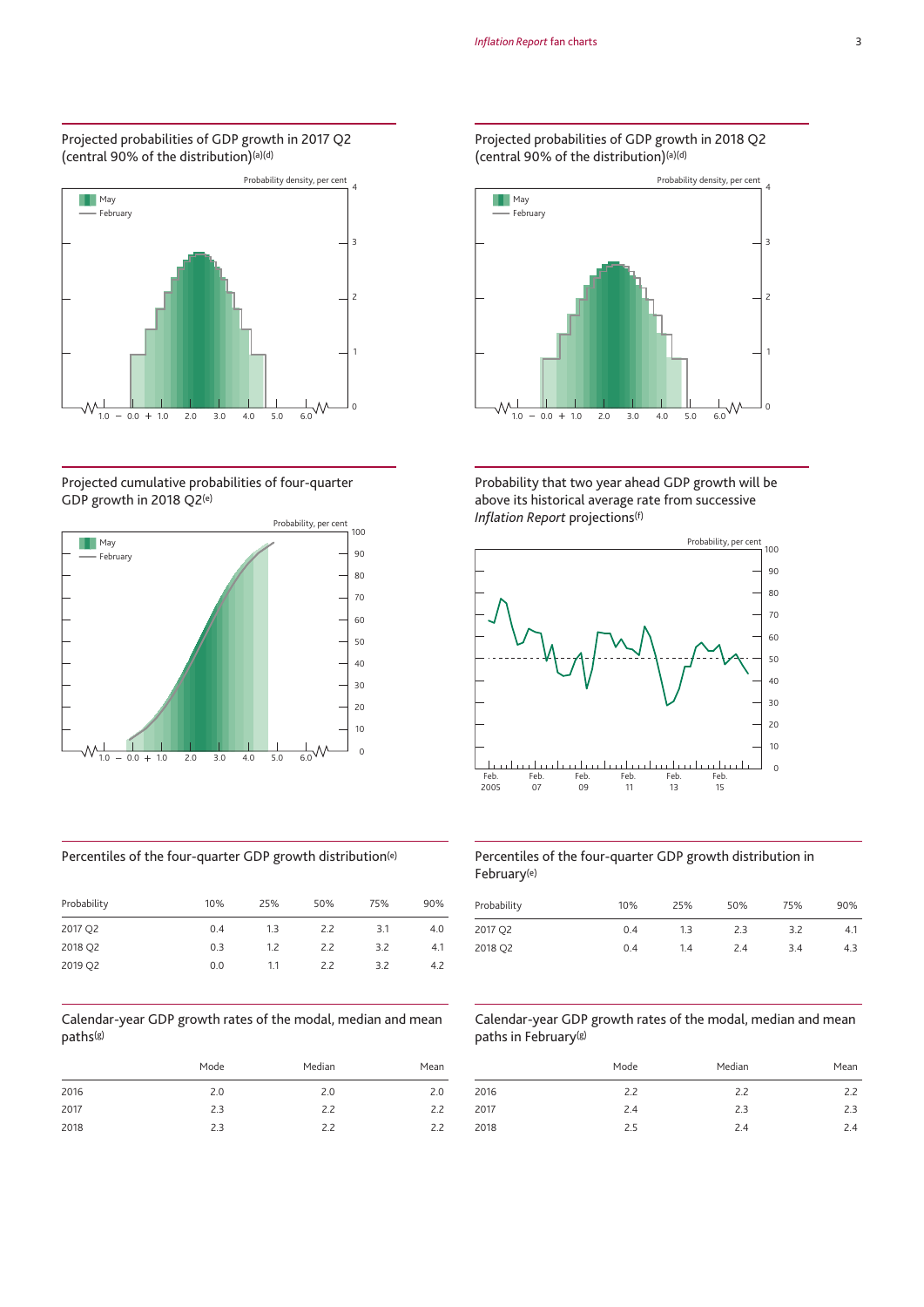## Projected probabilities of GDP growth in 2017 Q2 (central 90% of the distribution)(a)(d)

May
February

Probability density, per cent

4
3
2
1
0

1.0 − 0.0 + 1.0 2.0 3.0 4.0 5.0 6.0

## Projected probabilities of GDP growth in 2018 Q2 (central 90% of the distribution)(a)(d)

May
February

Probability density, per cent

4
3
2
1
0

1.0 − 0.0 + 1.0 2.0 3.0 4.0 5.0 6.0

## Projected cumulative probabilities of four-quarter GDP growth in 2018 Q2(e)

May
February

Probability, per cent

100
90
80
70
60
50
40
30
20
10
0

1.0 − 0.0 + 1.0 2.0 3.0 4.0 5.0 6.0

## Probability that two year ahead GDP growth will be above its historical average rate from successive *Inflation Report* projections(f)

Probability, per cent

100
90
80
70
60
50
40
30
20
10
0

Feb. 2005 Feb. 07 Feb. 09 Feb. 11 Feb. 13 Feb. 15

## Percentiles of the four-quarter GDP growth distribution(e)

| Probability | 10% | 25% | 50% | 75% | 90% |
|---|---|---|---|---|---|
| 2017 Q2 | 0.4 | 1.3 | 2.2 | 3.1 | 4.0 |
| 2018 Q2 | 0.3 | 1.2 | 2.2 | 3.2 | 4.1 |
| 2019 Q2 | 0.0 | 1.1 | 2.2 | 3.2 | 4.2 |

## Percentiles of the four-quarter GDP growth distribution in February(e)

| Probability | 10% | 25% | 50% | 75% | 90% |
|---|---|---|---|---|---|
| 2017 Q2 | 0.4 | 1.3 | 2.3 | 3.2 | 4.1 |
| 2018 Q2 | 0.4 | 1.4 | 2.4 | 3.4 | 4.3 |

## Calendar-year GDP growth rates of the modal, median and mean paths(g)

| | Mode | Median | Mean |
|---|---|---|---|
| 2016 | 2.0 | 2.0 | 2.0 |
| 2017 | 2.3 | 2.2 | 2.2 |
| 2018 | 2.3 | 2.2 | 2.2 |

## Calendar-year GDP growth rates of the modal, median and mean paths in February(g)

| | Mode | Median | Mean |
|---|---|---|---|
| 2016 | 2.2 | 2.2 | 2.2 |
| 2017 | 2.4 | 2.3 | 2.3 |
| 2018 | 2.5 | 2.4 | 2.4 |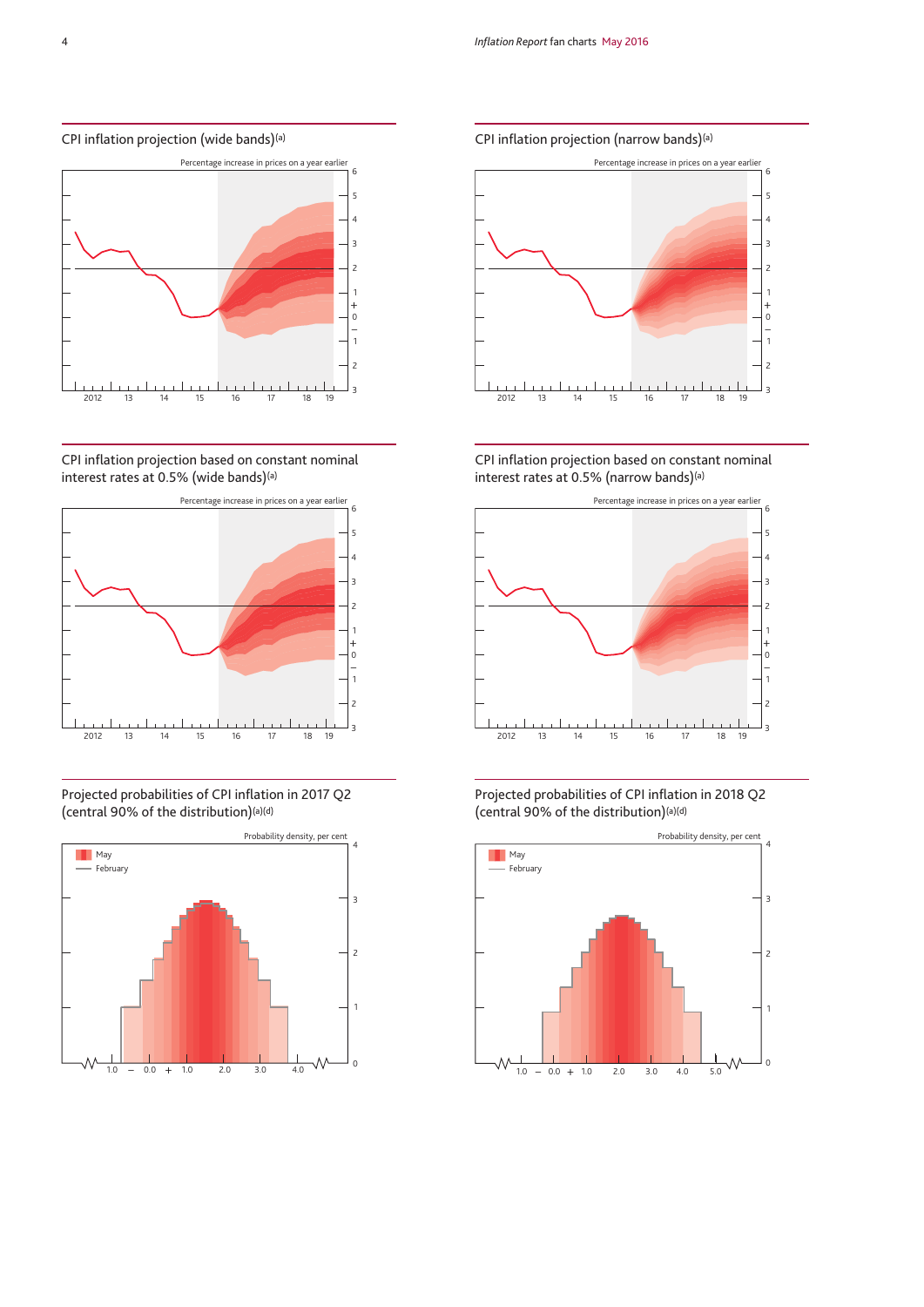## CPI inflation projection (wide bands)[(a)]

Percentage increase in prices on a year earlier

6
5
4
3
2
1
+
0
–
1
2
3

2012 13 14 15 16 17 18 19

## CPI inflation projection (narrow bands)[(a)]

Percentage increase in prices on a year earlier

6
5
4
3
2
1
+
0
–
1
2
3

2012 13 14 15 16 17 18 19

## CPI inflation projection based on constant nominal interest rates at 0.5% (wide bands)[(a)]

Percentage increase in prices on a year earlier

6
5
4
3
2
1
+
0
–
1
2
3

2012 13 14 15 16 17 18 19

## CPI inflation projection based on constant nominal interest rates at 0.5% (narrow bands)[(a)]

Percentage increase in prices on a year earlier

6
5
4
3
2
1
+
0
–
1
2
3

2012 13 14 15 16 17 18 19

## Projected probabilities of CPI inflation in 2017 Q2 (central 90% of the distribution)[(a)(d)]

Probability density, per cent

May
February

4
3
2
1
0

1.0 – 0.0 + 1.0 2.0 3.0 4.0

## Projected probabilities of CPI inflation in 2018 Q2 (central 90% of the distribution)[(a)(d)]

Probability density, per cent

May
February

4
3
2
1
0

1.0 – 0.0 + 1.0 2.0 3.0 4.0 5.0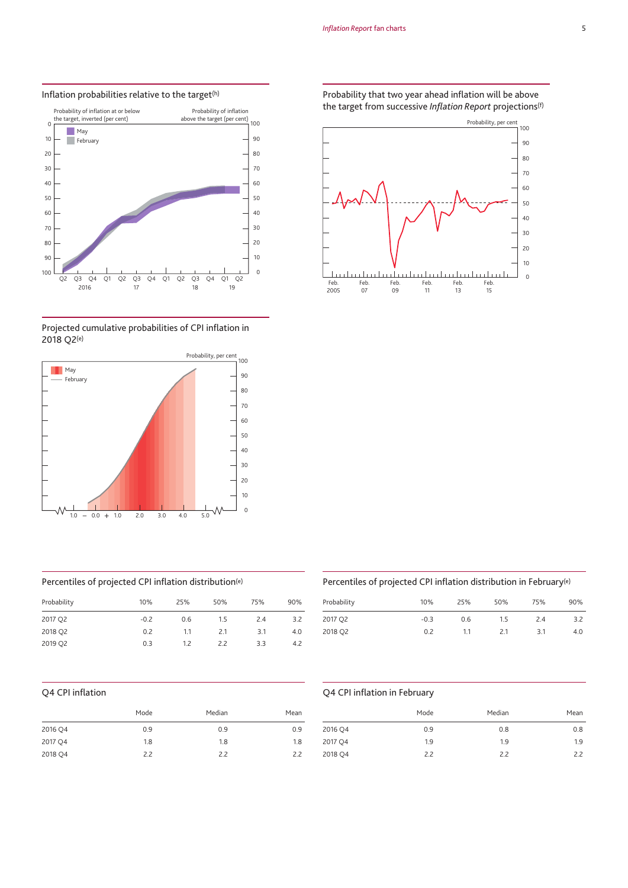## Inflation probabilities relative to the target[h]

Probability of inflation at or below the target, inverted (per cent)

Probability of inflation above the target (per cent)

May

February

0 10 20 30 40 50 60 70 80 90 100

100 90 80 70 60 50 40 30 20 10 0

Q2 Q3 Q4 Q1 Q2 Q3 Q4 Q1 Q2 Q3 Q4 Q1 Q2

2016 17 18 19

## Projected cumulative probabilities of CPI inflation in 2018 Q2[e]

May

February

Probability, per cent

100 90 80 70 60 50 40 30 20 10 0

1.0 – 0.0 + 1.0 2.0 3.0 4.0 5.0

## Probability that two year ahead inflation will be above the target from successive *Inflation Report* projections[f]

Probability, per cent

100 90 80 70 60 50 40 30 20 10 0

Feb. 2005 Feb. 07 Feb. 09 Feb. 11 Feb. 13 Feb. 15

## Percentiles of projected CPI inflation distribution[e]

| Probability | 10% | 25% | 50% | 75% | 90% |
|---|---|---|---|---|---|
| 2017 Q2 | -0.2 | 0.6 | 1.5 | 2.4 | 3.2 |
| 2018 Q2 | 0.2 | 1.1 | 2.1 | 3.1 | 4.0 |
| 2019 Q2 | 0.3 | 1.2 | 2.2 | 3.3 | 4.2 |

## Percentiles of projected CPI inflation distribution in February[e]

| Probability | 10% | 25% | 50% | 75% | 90% |
|---|---|---|---|---|---|
| 2017 Q2 | -0.3 | 0.6 | 1.5 | 2.4 | 3.2 |
| 2018 Q2 | 0.2 | 1.1 | 2.1 | 3.1 | 4.0 |

## Q4 CPI inflation

| | Mode | Median | Mean |
|---|---|---|---|
| 2016 Q4 | 0.9 | 0.9 | 0.9 |
| 2017 Q4 | 1.8 | 1.8 | 1.8 |
| 2018 Q4 | 2.2 | 2.2 | 2.2 |

## Q4 CPI inflation in February

| | Mode | Median | Mean |
|---|---|---|---|
| 2016 Q4 | 0.9 | 0.8 | 0.8 |
| 2017 Q4 | 1.9 | 1.9 | 1.9 |
| 2018 Q4 | 2.2 | 2.2 | 2.2 |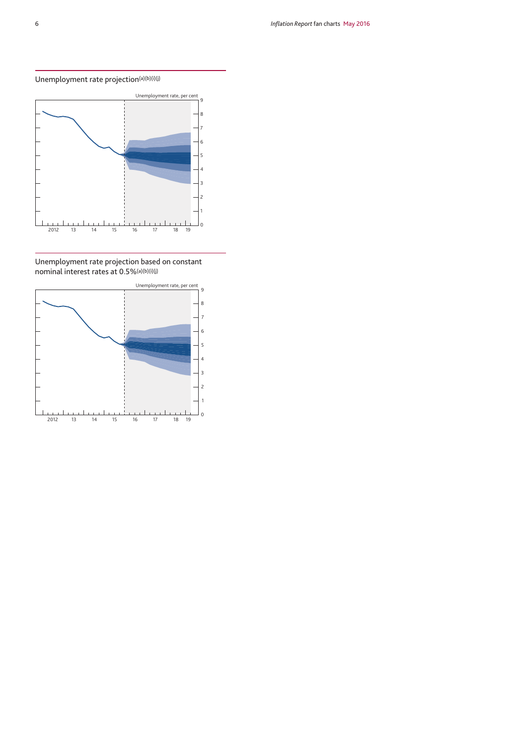Unemployment rate projection[a][b][i][j]

Unemployment rate, per cent

Unemployment rate projection based on constant nominal interest rates at 0.5%[a][b][i][j]

Unemployment rate, per cent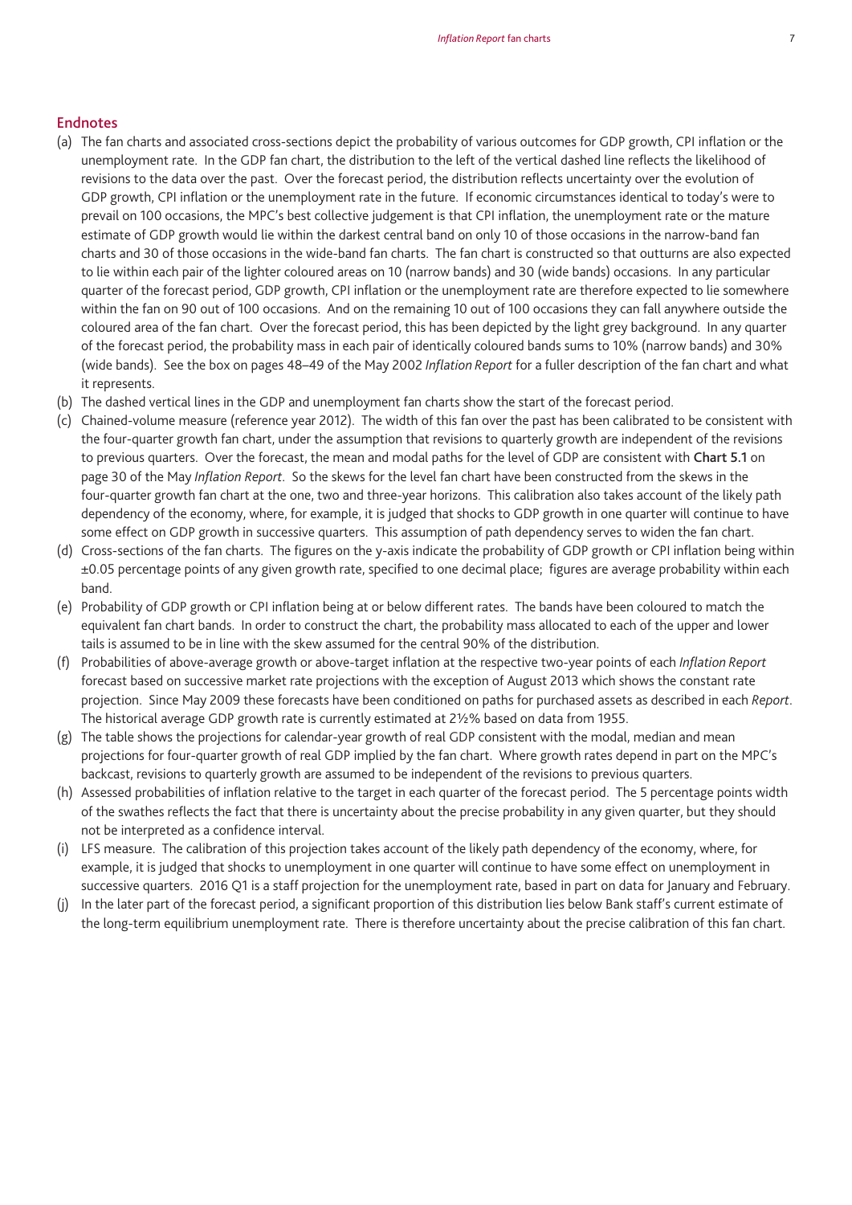## Endnotes

(a) The fan charts and associated cross-sections depict the probability of various outcomes for GDP growth, CPI inflation or the unemployment rate. In the GDP fan chart, the distribution to the left of the vertical dashed line reflects the likelihood of revisions to the data over the past. Over the forecast period, the distribution reflects uncertainty over the evolution of GDP growth, CPI inflation or the unemployment rate in the future. If economic circumstances identical to today's were to prevail on 100 occasions, the MPC's best collective judgement is that CPI inflation, the unemployment rate or the mature estimate of GDP growth would lie within the darkest central band on only 10 of those occasions in the narrow-band fan charts and 30 of those occasions in the wide-band fan charts. The fan chart is constructed so that outturns are also expected to lie within each pair of the lighter coloured areas on 10 (narrow bands) and 30 (wide bands) occasions. In any particular quarter of the forecast period, GDP growth, CPI inflation or the unemployment rate are therefore expected to lie somewhere within the fan on 90 out of 100 occasions. And on the remaining 10 out of 100 occasions they can fall anywhere outside the coloured area of the fan chart. Over the forecast period, this has been depicted by the light grey background. In any quarter of the forecast period, the probability mass in each pair of identically coloured bands sums to 10% (narrow bands) and 30% (wide bands). See the box on pages 48–49 of the May 2002 *Inflation Report* for a fuller description of the fan chart and what it represents.

(b) The dashed vertical lines in the GDP and unemployment fan charts show the start of the forecast period.

(c) Chained-volume measure (reference year 2012). The width of this fan over the past has been calibrated to be consistent with the four-quarter growth fan chart, under the assumption that revisions to quarterly growth are independent of the revisions to previous quarters. Over the forecast, the mean and modal paths for the level of GDP are consistent with **Chart 5.1** on page 30 of the May *Inflation Report*. So the skews for the level fan chart have been constructed from the skews in the four-quarter growth fan chart at the one, two and three-year horizons. This calibration also takes account of the likely path dependency of the economy, where, for example, it is judged that shocks to GDP growth in one quarter will continue to have some effect on GDP growth in successive quarters. This assumption of path dependency serves to widen the fan chart.

(d) Cross-sections of the fan charts. The figures on the y-axis indicate the probability of GDP growth or CPI inflation being within ±0.05 percentage points of any given growth rate, specified to one decimal place; figures are average probability within each band.

(e) Probability of GDP growth or CPI inflation being at or below different rates. The bands have been coloured to match the equivalent fan chart bands. In order to construct the chart, the probability mass allocated to each of the upper and lower tails is assumed to be in line with the skew assumed for the central 90% of the distribution.

(f) Probabilities of above-average growth or above-target inflation at the respective two-year points of each *Inflation Report* forecast based on successive market rate projections with the exception of August 2013 which shows the constant rate projection. Since May 2009 these forecasts have been conditioned on paths for purchased assets as described in each *Report*. The historical average GDP growth rate is currently estimated at 2½% based on data from 1955.

(g) The table shows the projections for calendar-year growth of real GDP consistent with the modal, median and mean projections for four-quarter growth of real GDP implied by the fan chart. Where growth rates depend in part on the MPC's backcast, revisions to quarterly growth are assumed to be independent of the revisions to previous quarters.

(h) Assessed probabilities of inflation relative to the target in each quarter of the forecast period. The 5 percentage points width of the swathes reflects the fact that there is uncertainty about the precise probability in any given quarter, but they should not be interpreted as a confidence interval.

(i) LFS measure. The calibration of this projection takes account of the likely path dependency of the economy, where, for example, it is judged that shocks to unemployment in one quarter will continue to have some effect on unemployment in successive quarters. 2016 Q1 is a staff projection for the unemployment rate, based in part on data for January and February.

(j) In the later part of the forecast period, a significant proportion of this distribution lies below Bank staff's current estimate of the long-term equilibrium unemployment rate. There is therefore uncertainty about the precise calibration of this fan chart.